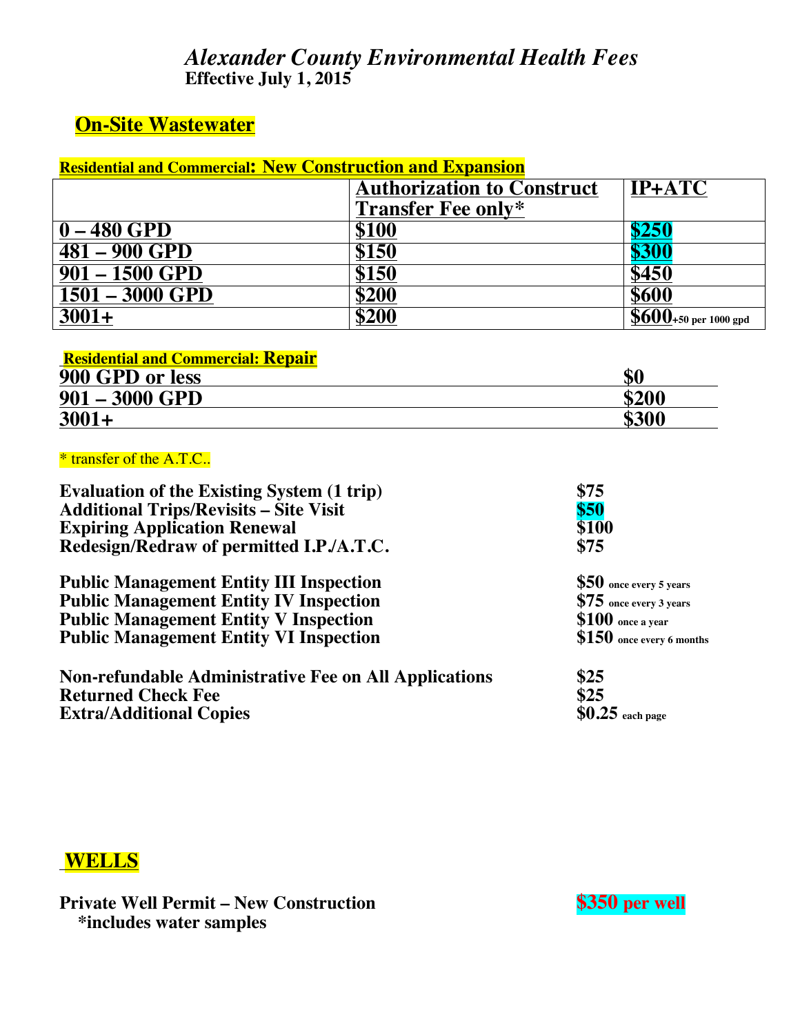# *Alexander County Environmental Health Fees*

**Effective July 1, 2015**

## On-Site Wastewater

### Residential and Commercial: New Construction and Expansion

| | Authorization to Construct Transfer Fee only* | IP+ATC |
|---|---|---|
| 0 – 480 GPD | $100 | $250 |
| 481 – 900 GPD | $150 | $300 |
| 901 – 1500 GPD | $150 | $450 |
| 1501 – 3000 GPD | $200 | $600 |
| 3001+ | $200 | $600 +50 per 1000 gpd |

### Residential and Commercial: Repair

| | |
|---|---|
| 900 GPD or less | $0 |
| 901 – 3000 GPD | $200 |
| 3001+ | $300 |

\* transfer of the A.T.C..

| | |
|---|---|
| **Evaluation of the Existing System (1 trip)** | **$75** |
| **Additional Trips/Revisits – Site Visit** | **$50** |
| **Expiring Application Renewal** | **$100** |
| **Redesign/Redraw of permitted I.P./A.T.C.** | **$75** |
| **Public Management Entity III Inspection** | **$50** once every 5 years |
| **Public Management Entity IV Inspection** | **$75** once every 3 years |
| **Public Management Entity V Inspection** | **$100** once a year |
| **Public Management Entity VI Inspection** | **$150** once every 6 months |
| **Non-refundable Administrative Fee on All Applications** | **$25** |
| **Returned Check Fee** | **$25** |
| **Extra/Additional Copies** | **$0.25** each page |

## WELLS

**Private Well Permit – New Construction** — **$350 per well**

**\*includes water samples**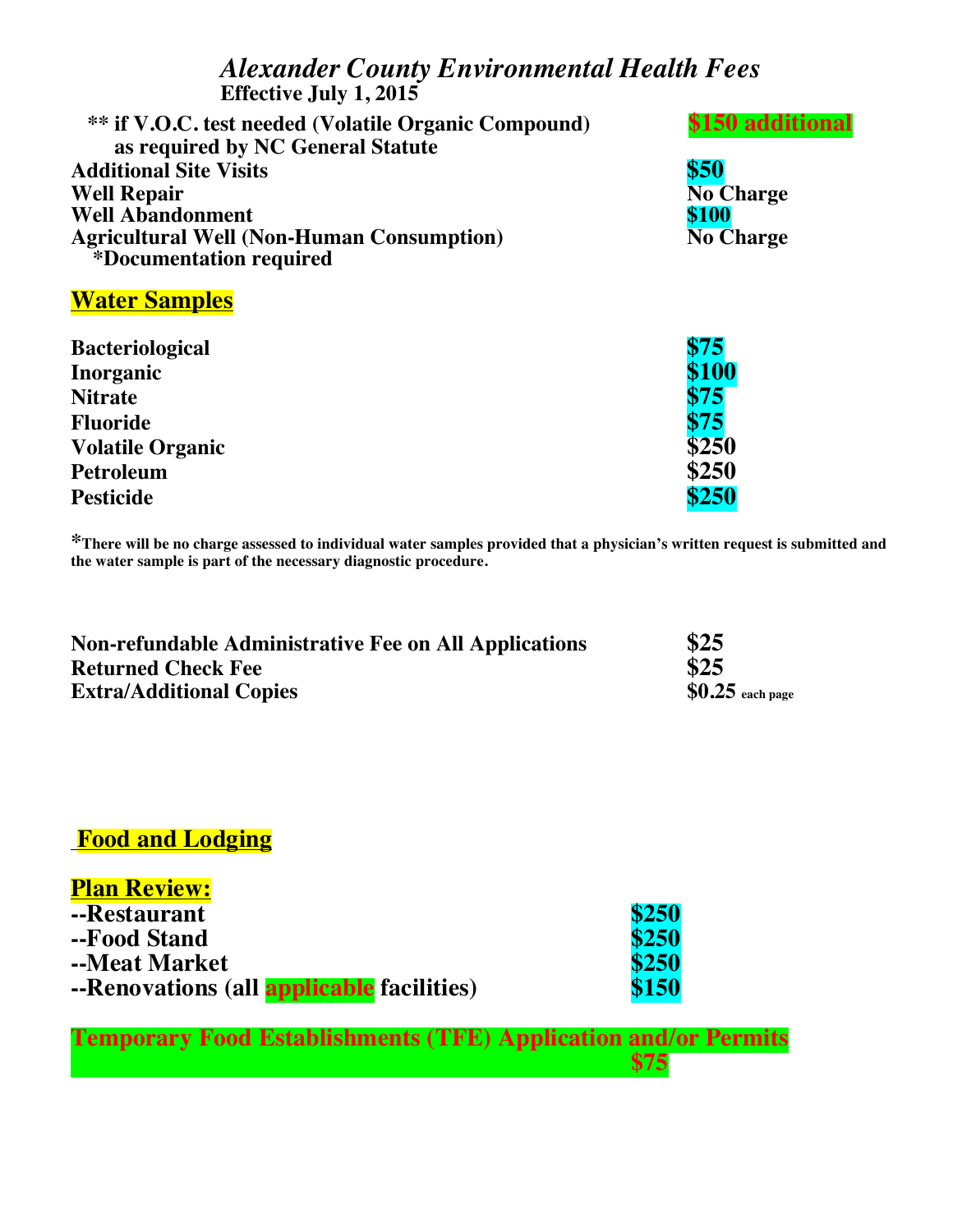# *Alexander County Environmental Health Fees*

**Effective July 1, 2015**

| | |
|---|---|
| **** if V.O.C. test needed (Volatile Organic Compound) as required by NC General Statute** | **$150 additional** |
| **Additional Site Visits** | **$50** |
| **Well Repair** | **No Charge** |
| **Well Abandonment** | **$100** |
| **Agricultural Well (Non-Human Consumption)** *Documentation required** | **No Charge** |

## Water Samples

| | |
|---|---|
| **Bacteriological** | **$75** |
| **Inorganic** | **$100** |
| **Nitrate** | **$75** |
| **Fluoride** | **$75** |
| **Volatile Organic** | **$250** |
| **Petroleum** | **$250** |
| **Pesticide** | **$250** |

***There will be no charge assessed to individual water samples provided that a physician's written request is submitted and the water sample is part of the necessary diagnostic procedure.**

| | |
|---|---|
| **Non-refundable Administrative Fee on All Applications** | **$25** |
| **Returned Check Fee** | **$25** |
| **Extra/Additional Copies** | **$0.25** each page |

## Food and Lodging

### Plan Review:

| | |
|---|---|
| **--Restaurant** | **$250** |
| **--Food Stand** | **$250** |
| **--Meat Market** | **$250** |
| **--Renovations (all applicable facilities)** | **$150** |

**Temporary Food Establishments (TFE) Application and/or Permits** **$75**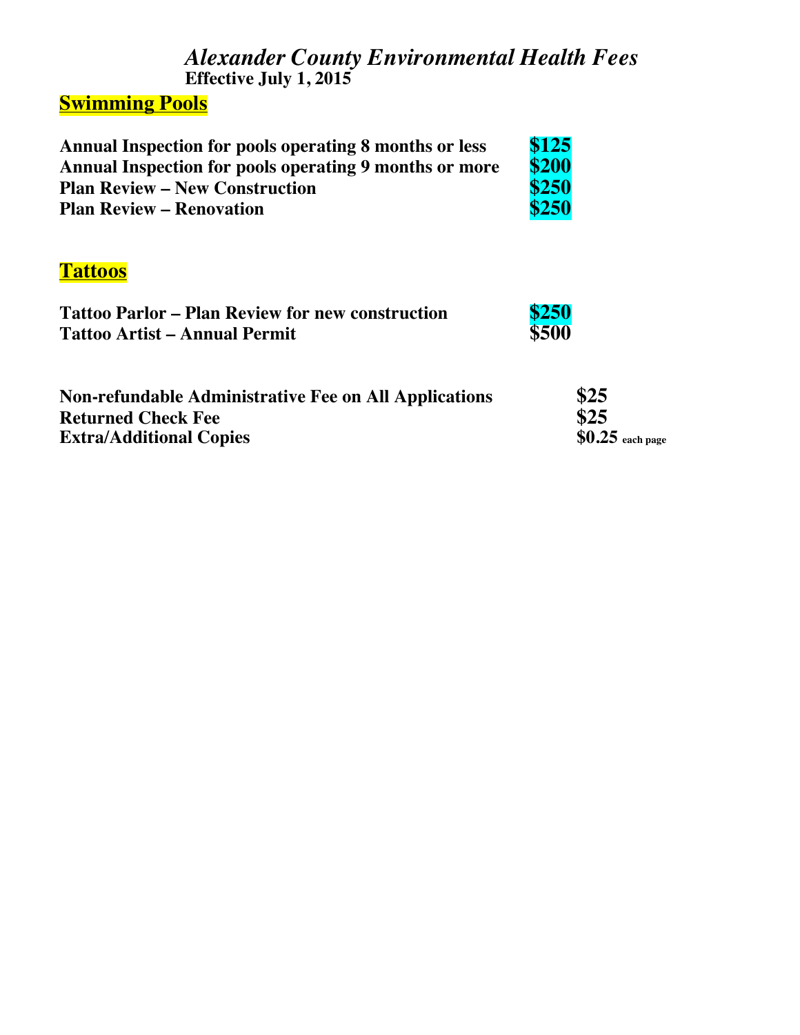# *Alexander County Environmental Health Fees*

**Effective July 1, 2015**

## Swimming Pools

| | |
|---|---|
| **Annual Inspection for pools operating 8 months or less** | **$125** |
| **Annual Inspection for pools operating 9 months or more** | **$200** |
| **Plan Review – New Construction** | **$250** |
| **Plan Review – Renovation** | **$250** |

## Tattoos

| | |
|---|---|
| **Tattoo Parlor – Plan Review for new construction** | **$250** |
| **Tattoo Artist – Annual Permit** | **$500** |

| | |
|---|---|
| **Non-refundable Administrative Fee on All Applications** | **$25** |
| **Returned Check Fee** | **$25** |
| **Extra/Additional Copies** | **$0.25 each page** |